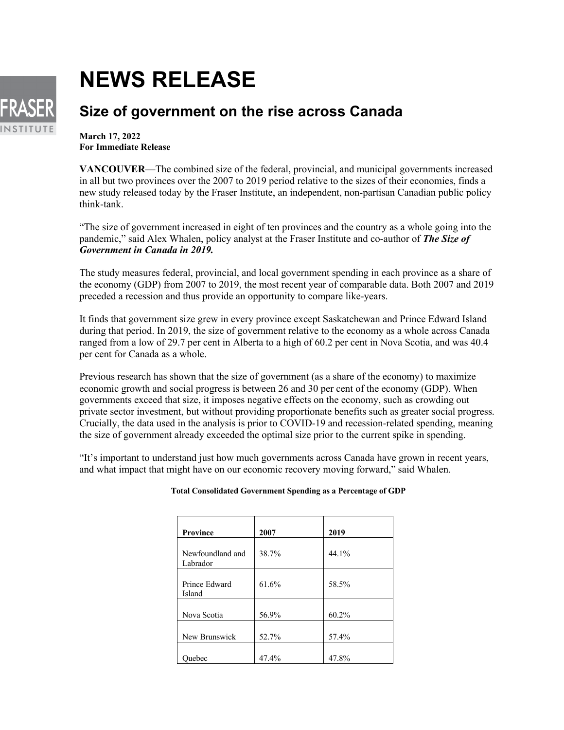# NEWS RELEASE

## Size of government on the rise across Canada

**March 17, 2022**
**For Immediate Release**

**VANCOUVER**—The combined size of the federal, provincial, and municipal governments increased in all but two provinces over the 2007 to 2019 period relative to the sizes of their economies, finds a new study released today by the Fraser Institute, an independent, non-partisan Canadian public policy think-tank.

"The size of government increased in eight of ten provinces and the country as a whole going into the pandemic," said Alex Whalen, policy analyst at the Fraser Institute and co-author of ***The Size of Government in Canada in 2019.***

The study measures federal, provincial, and local government spending in each province as a share of the economy (GDP) from 2007 to 2019, the most recent year of comparable data. Both 2007 and 2019 preceded a recession and thus provide an opportunity to compare like-years.

It finds that government size grew in every province except Saskatchewan and Prince Edward Island during that period. In 2019, the size of government relative to the economy as a whole across Canada ranged from a low of 29.7 per cent in Alberta to a high of 60.2 per cent in Nova Scotia, and was 40.4 per cent for Canada as a whole.

Previous research has shown that the size of government (as a share of the economy) to maximize economic growth and social progress is between 26 and 30 per cent of the economy (GDP). When governments exceed that size, it imposes negative effects on the economy, such as crowding out private sector investment, but without providing proportionate benefits such as greater social progress. Crucially, the data used in the analysis is prior to COVID-19 and recession-related spending, meaning the size of government already exceeded the optimal size prior to the current spike in spending.

"It's important to understand just how much governments across Canada have grown in recent years, and what impact that might have on our economic recovery moving forward," said Whalen.

**Total Consolidated Government Spending as a Percentage of GDP**

| **Province** | **2007** | **2019** |
|---|---|---|
| Newfoundland and Labrador | 38.7% | 44.1% |
| Prince Edward Island | 61.6% | 58.5% |
| Nova Scotia | 56.9% | 60.2% |
| New Brunswick | 52.7% | 57.4% |
| Quebec | 47.4% | 47.8% |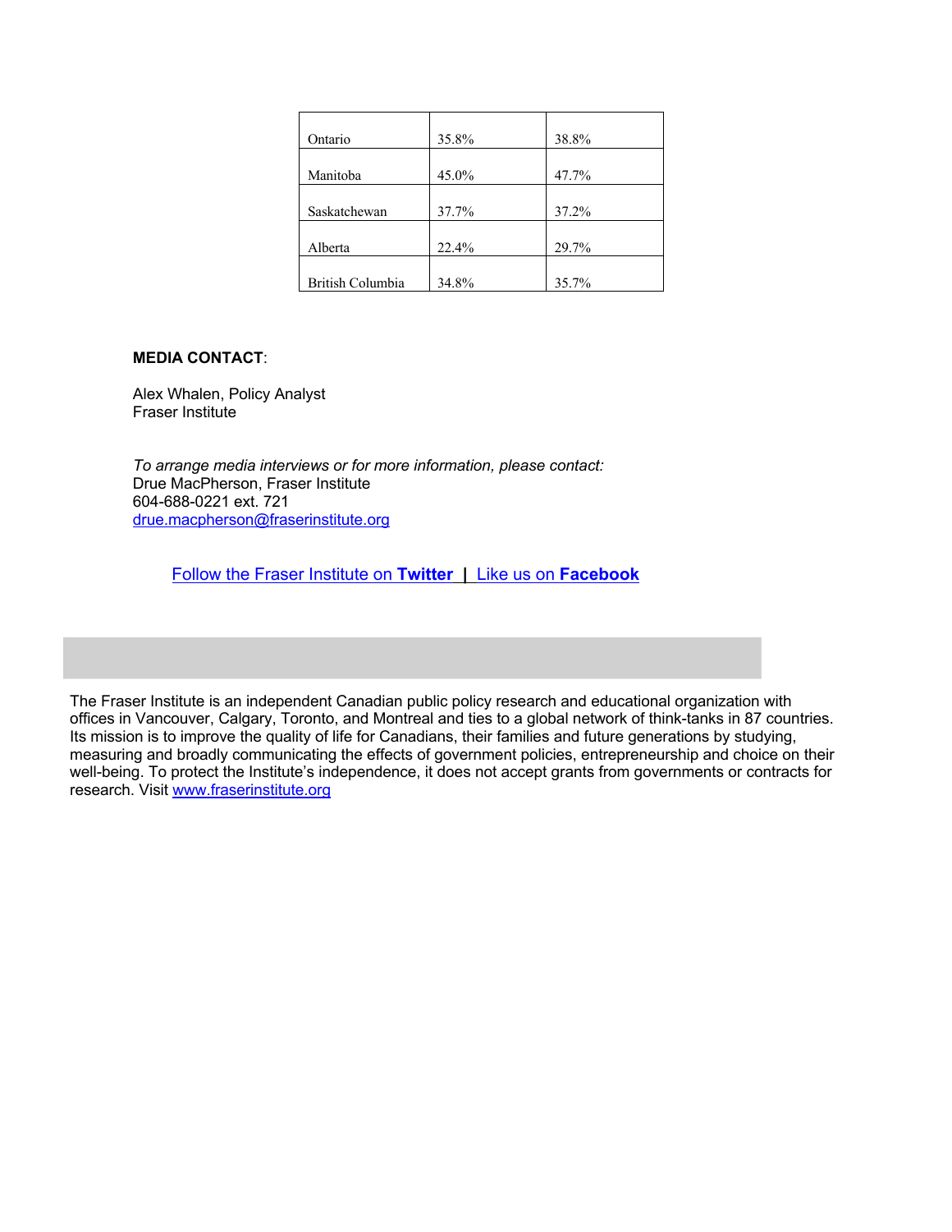| | | |
|---|---|---|
| Ontario | 35.8% | 38.8% |
| Manitoba | 45.0% | 47.7% |
| Saskatchewan | 37.7% | 37.2% |
| Alberta | 22.4% | 29.7% |
| British Columbia | 34.8% | 35.7% |

**MEDIA CONTACT**:

Alex Whalen, Policy Analyst
Fraser Institute

*To arrange media interviews or for more information, please contact:*
Drue MacPherson, Fraser Institute
604-688-0221 ext. 721
drue.macpherson@fraserinstitute.org

Follow the Fraser Institute on **Twitter** | Like us on **Facebook**

The Fraser Institute is an independent Canadian public policy research and educational organization with offices in Vancouver, Calgary, Toronto, and Montreal and ties to a global network of think-tanks in 87 countries. Its mission is to improve the quality of life for Canadians, their families and future generations by studying, measuring and broadly communicating the effects of government policies, entrepreneurship and choice on their well-being. To protect the Institute's independence, it does not accept grants from governments or contracts for research. Visit www.fraserinstitute.org